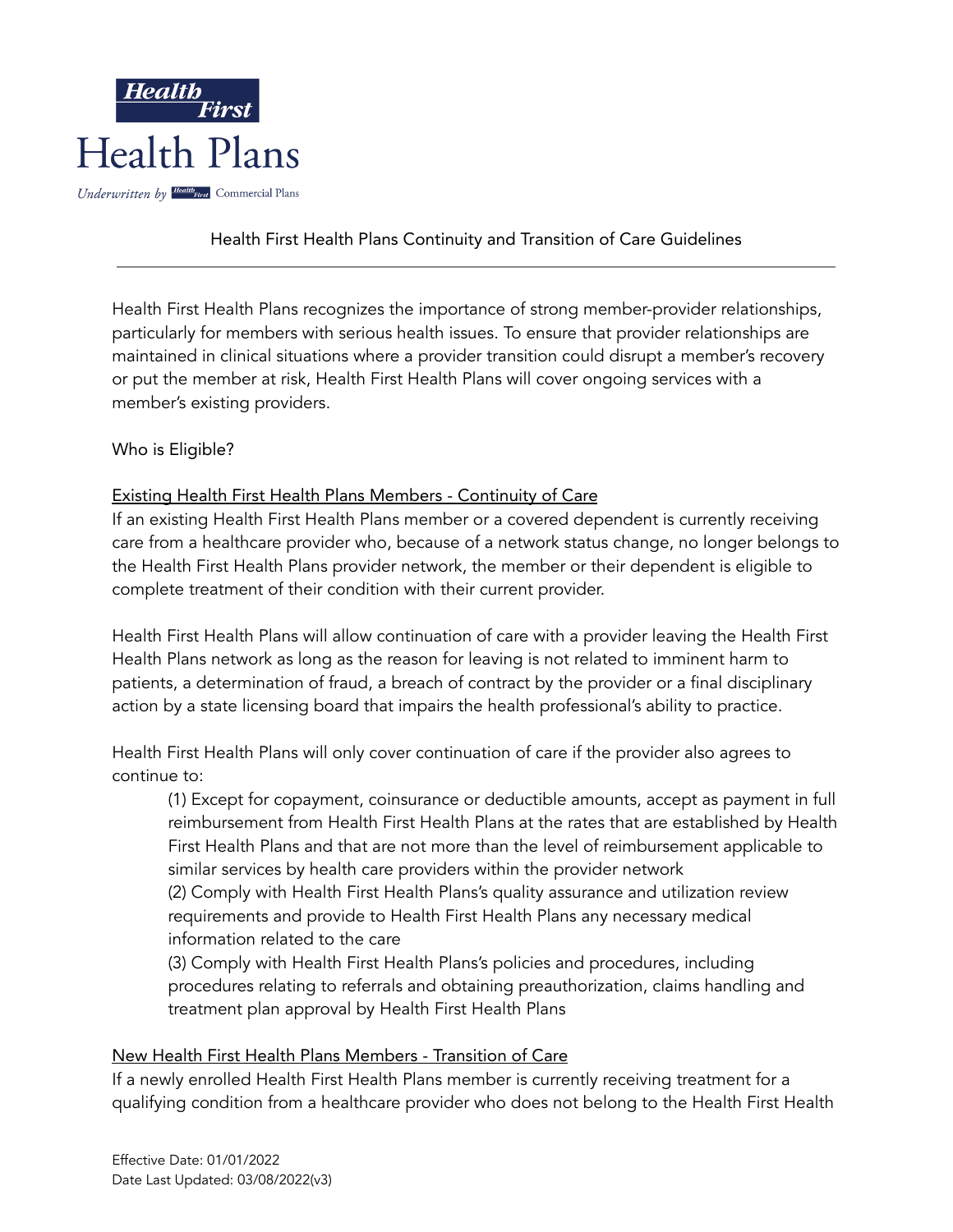# Health First Health Plans

*Underwritten by Health First Commercial Plans*

## Health First Health Plans Continuity and Transition of Care Guidelines

---

Health First Health Plans recognizes the importance of strong member-provider relationships, particularly for members with serious health issues. To ensure that provider relationships are maintained in clinical situations where a provider transition could disrupt a member's recovery or put the member at risk, Health First Health Plans will cover ongoing services with a member's existing providers.

### Who is Eligible?

<u>Existing Health First Health Plans Members - Continuity of Care</u>

If an existing Health First Health Plans member or a covered dependent is currently receiving care from a healthcare provider who, because of a network status change, no longer belongs to the Health First Health Plans provider network, the member or their dependent is eligible to complete treatment of their condition with their current provider.

Health First Health Plans will allow continuation of care with a provider leaving the Health First Health Plans network as long as the reason for leaving is not related to imminent harm to patients, a determination of fraud, a breach of contract by the provider or a final disciplinary action by a state licensing board that impairs the health professional's ability to practice.

Health First Health Plans will only cover continuation of care if the provider also agrees to continue to:

(1) Except for copayment, coinsurance or deductible amounts, accept as payment in full reimbursement from Health First Health Plans at the rates that are established by Health First Health Plans and that are not more than the level of reimbursement applicable to similar services by health care providers within the provider network

(2) Comply with Health First Health Plans's quality assurance and utilization review requirements and provide to Health First Health Plans any necessary medical information related to the care

(3) Comply with Health First Health Plans's policies and procedures, including procedures relating to referrals and obtaining preauthorization, claims handling and treatment plan approval by Health First Health Plans

<u>New Health First Health Plans Members - Transition of Care</u>

If a newly enrolled Health First Health Plans member is currently receiving treatment for a qualifying condition from a healthcare provider who does not belong to the Health First Health

Effective Date: 01/01/2022
Date Last Updated: 03/08/2022(v3)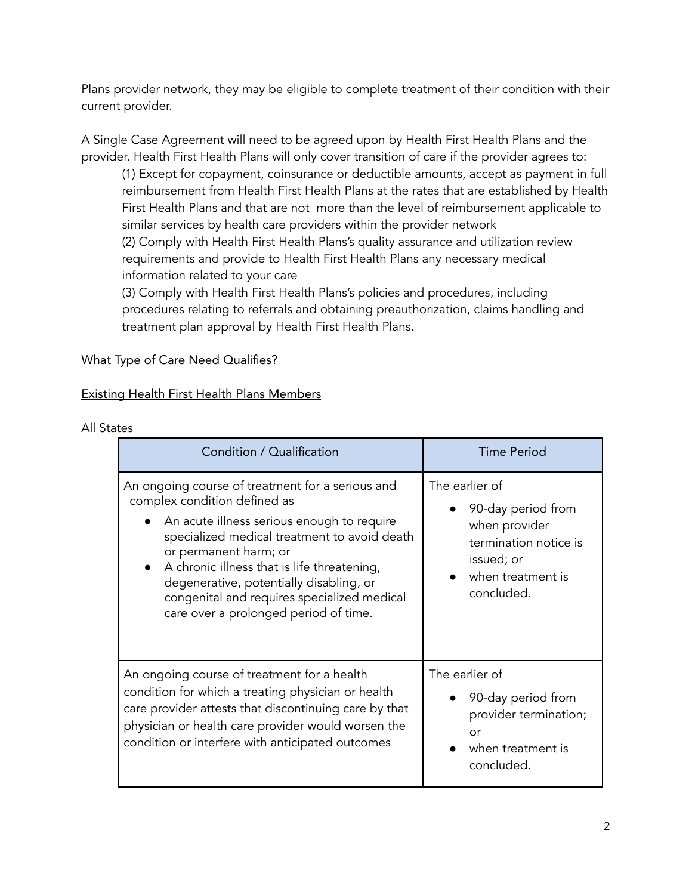Plans provider network, they may be eligible to complete treatment of their condition with their current provider.

A Single Case Agreement will need to be agreed upon by Health First Health Plans and the provider. Health First Health Plans will only cover transition of care if the provider agrees to:

(1) Except for copayment, coinsurance or deductible amounts, accept as payment in full reimbursement from Health First Health Plans at the rates that are established by Health First Health Plans and that are not  more than the level of reimbursement applicable to similar services by health care providers within the provider network
(2) Comply with Health First Health Plans's quality assurance and utilization review requirements and provide to Health First Health Plans any necessary medical information related to your care
(3) Comply with Health First Health Plans's policies and procedures, including procedures relating to referrals and obtaining preauthorization, claims handling and treatment plan approval by Health First Health Plans.

What Type of Care Need Qualifies?

Existing Health First Health Plans Members

All States

| Condition / Qualification | Time Period |
|---|---|
| An ongoing course of treatment for a serious and complex condition defined as<br>• An acute illness serious enough to require specialized medical treatment to avoid death or permanent harm; or<br>• A chronic illness that is life threatening, degenerative, potentially disabling, or congenital and requires specialized medical care over a prolonged period of time. | The earlier of<br>• 90-day period from when provider termination notice is issued; or<br>• when treatment is concluded. |
| An ongoing course of treatment for a health condition for which a treating physician or health care provider attests that discontinuing care by that physician or health care provider would worsen the condition or interfere with anticipated outcomes | The earlier of<br>• 90-day period from provider termination; or<br>• when treatment is concluded. |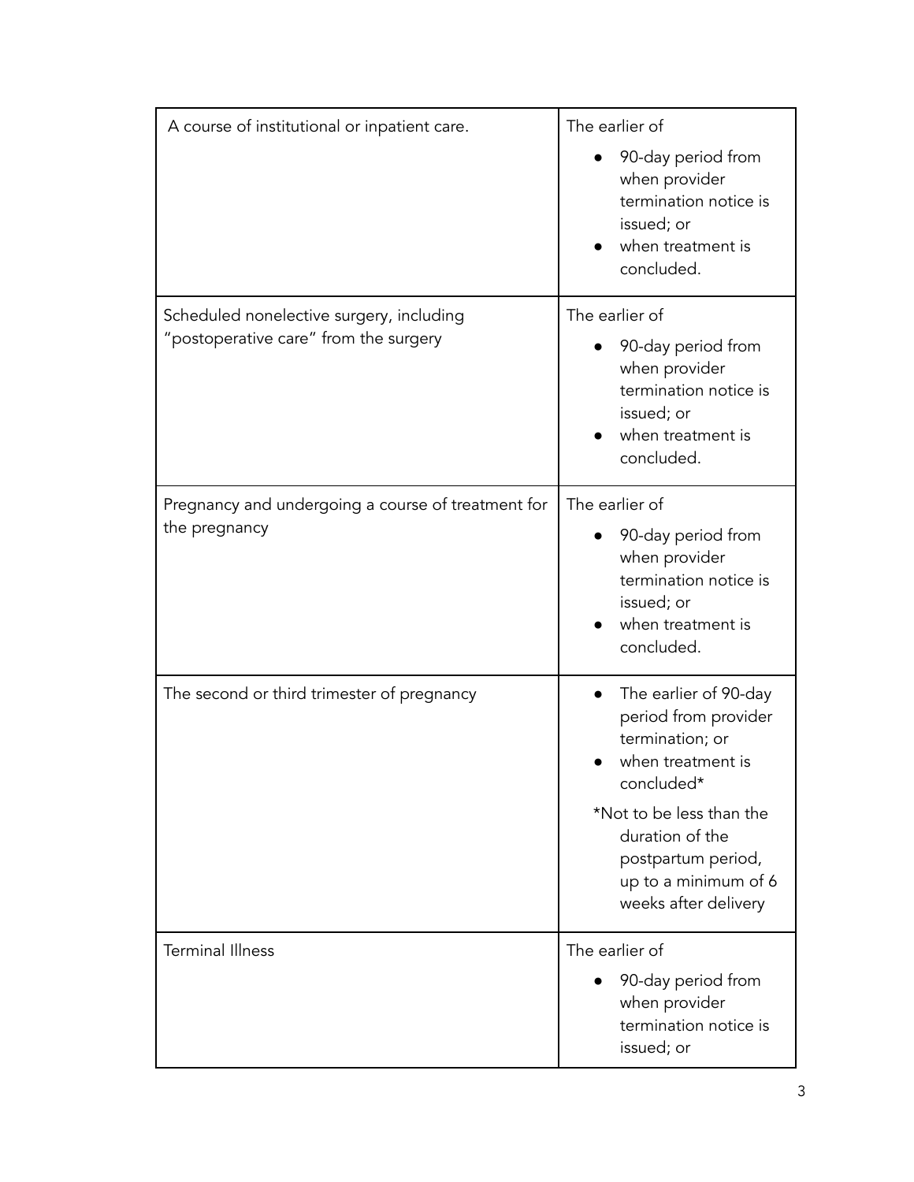| | |
|---|---|
| A course of institutional or inpatient care. | The earlier of<br>• 90-day period from when provider termination notice is issued; or<br>• when treatment is concluded. |
| Scheduled nonelective surgery, including "postoperative care" from the surgery | The earlier of<br>• 90-day period from when provider termination notice is issued; or<br>• when treatment is concluded. |
| Pregnancy and undergoing a course of treatment for the pregnancy | The earlier of<br>• 90-day period from when provider termination notice is issued; or<br>• when treatment is concluded. |
| The second or third trimester of pregnancy | • The earlier of 90-day period from provider termination; or<br>• when treatment is concluded*<br>*Not to be less than the duration of the postpartum period, up to a minimum of 6 weeks after delivery |
| Terminal Illness | The earlier of<br>• 90-day period from when provider termination notice is issued; or |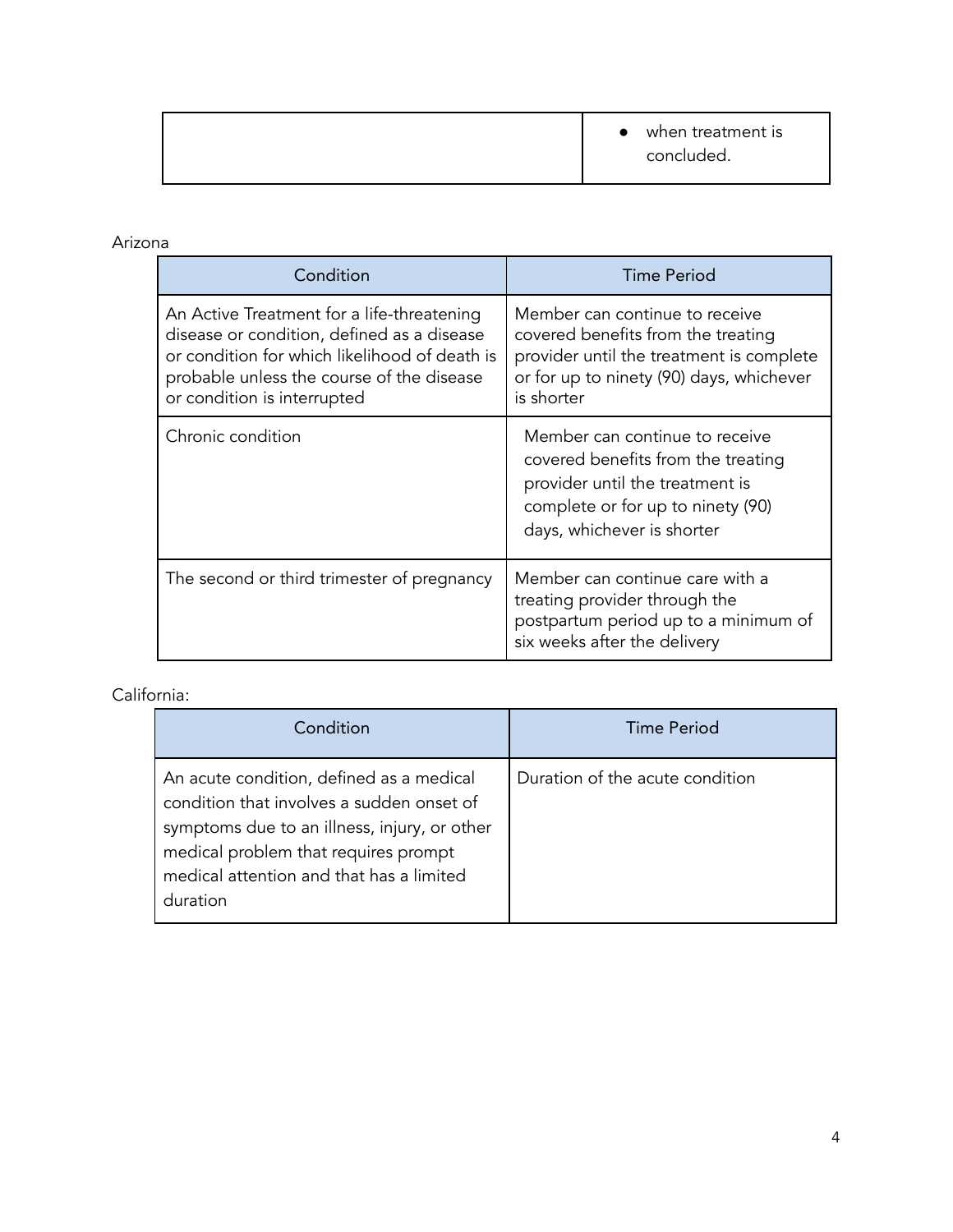| | • when treatment is concluded. |
|---|---|

Arizona

| Condition | Time Period |
|---|---|
| An Active Treatment for a life-threatening disease or condition, defined as a disease or condition for which likelihood of death is probable unless the course of the disease or condition is interrupted | Member can continue to receive covered benefits from the treating provider until the treatment is complete or for up to ninety (90) days, whichever is shorter |
| Chronic condition | Member can continue to receive covered benefits from the treating provider until the treatment is complete or for up to ninety (90) days, whichever is shorter |
| The second or third trimester of pregnancy | Member can continue care with a treating provider through the postpartum period up to a minimum of six weeks after the delivery |

California:

| Condition | Time Period |
|---|---|
| An acute condition, defined as a medical condition that involves a sudden onset of symptoms due to an illness, injury, or other medical problem that requires prompt medical attention and that has a limited duration | Duration of the acute condition |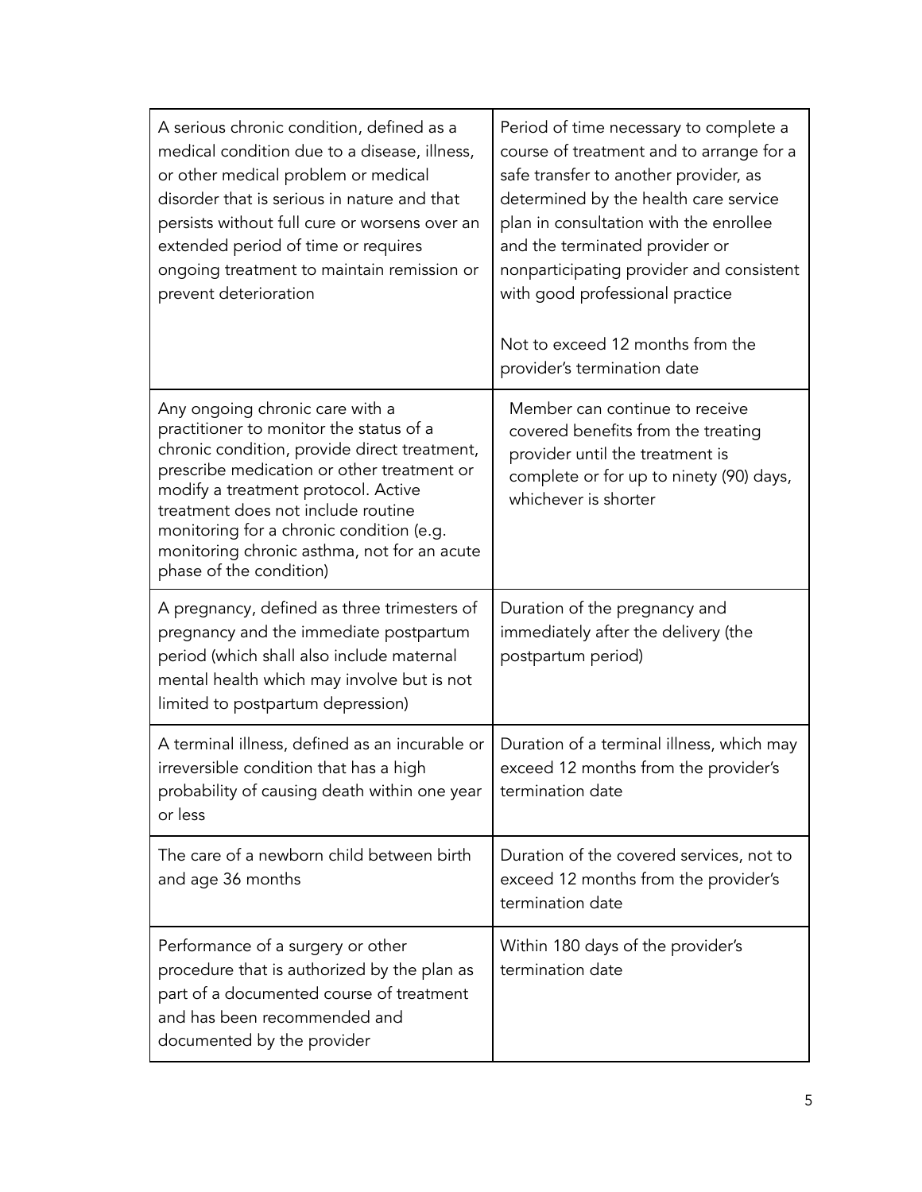| | |
|---|---|
| A serious chronic condition, defined as a medical condition due to a disease, illness, or other medical problem or medical disorder that is serious in nature and that persists without full cure or worsens over an extended period of time or requires ongoing treatment to maintain remission or prevent deterioration | Period of time necessary to complete a course of treatment and to arrange for a safe transfer to another provider, as determined by the health care service plan in consultation with the enrollee and the terminated provider or nonparticipating provider and consistent with good professional practice<br><br>Not to exceed 12 months from the provider's termination date |
| Any ongoing chronic care with a practitioner to monitor the status of a chronic condition, provide direct treatment, prescribe medication or other treatment or modify a treatment protocol. Active treatment does not include routine monitoring for a chronic condition (e.g. monitoring chronic asthma, not for an acute phase of the condition) | Member can continue to receive covered benefits from the treating provider until the treatment is complete or for up to ninety (90) days, whichever is shorter |
| A pregnancy, defined as three trimesters of pregnancy and the immediate postpartum period (which shall also include maternal mental health which may involve but is not limited to postpartum depression) | Duration of the pregnancy and immediately after the delivery (the postpartum period) |
| A terminal illness, defined as an incurable or irreversible condition that has a high probability of causing death within one year or less | Duration of a terminal illness, which may exceed 12 months from the provider's termination date |
| The care of a newborn child between birth and age 36 months | Duration of the covered services, not to exceed 12 months from the provider's termination date |
| Performance of a surgery or other procedure that is authorized by the plan as part of a documented course of treatment and has been recommended and documented by the provider | Within 180 days of the provider's termination date |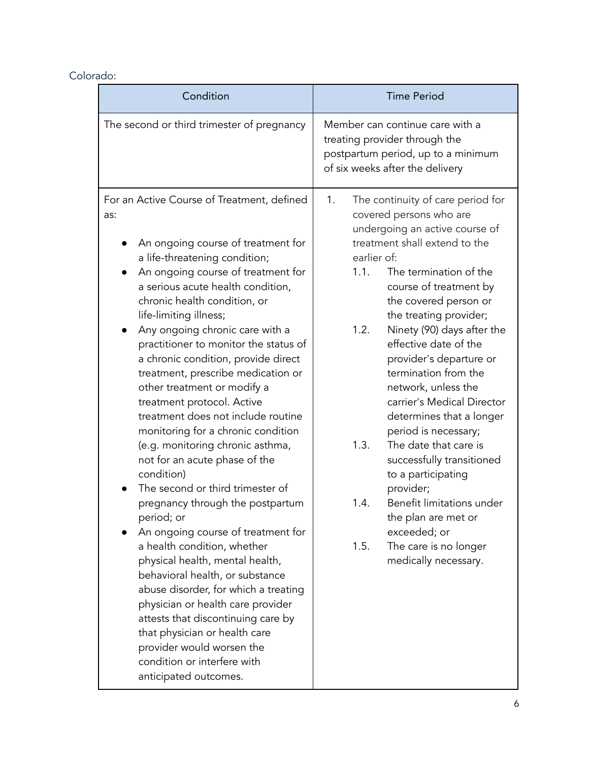Colorado:

| Condition | Time Period |
| --- | --- |
| The second or third trimester of pregnancy | Member can continue care with a treating provider through the postpartum period, up to a minimum of six weeks after the delivery |
| For an Active Course of Treatment, defined as:<br><br>• An ongoing course of treatment for a life-threatening condition;<br>• An ongoing course of treatment for a serious acute health condition, chronic health condition, or life-limiting illness;<br>• Any ongoing chronic care with a practitioner to monitor the status of a chronic condition, provide direct treatment, prescribe medication or other treatment or modify a treatment protocol. Active treatment does not include routine monitoring for a chronic condition (e.g. monitoring chronic asthma, not for an acute phase of the condition)<br>• The second or third trimester of pregnancy through the postpartum period; or<br>• An ongoing course of treatment for a health condition, whether physical health, mental health, behavioral health, or substance abuse disorder, for which a treating physician or health care provider attests that discontinuing care by that physician or health care provider would worsen the condition or interfere with anticipated outcomes. | 1. The continuity of care period for covered persons who are undergoing an active course of treatment shall extend to the earlier of:<br>1.1. The termination of the course of treatment by the covered person or the treating provider;<br>1.2. Ninety (90) days after the effective date of the provider's departure or termination from the network, unless the carrier's Medical Director determines that a longer period is necessary;<br>1.3. The date that care is successfully transitioned to a participating provider;<br>1.4. Benefit limitations under the plan are met or exceeded; or<br>1.5. The care is no longer medically necessary. |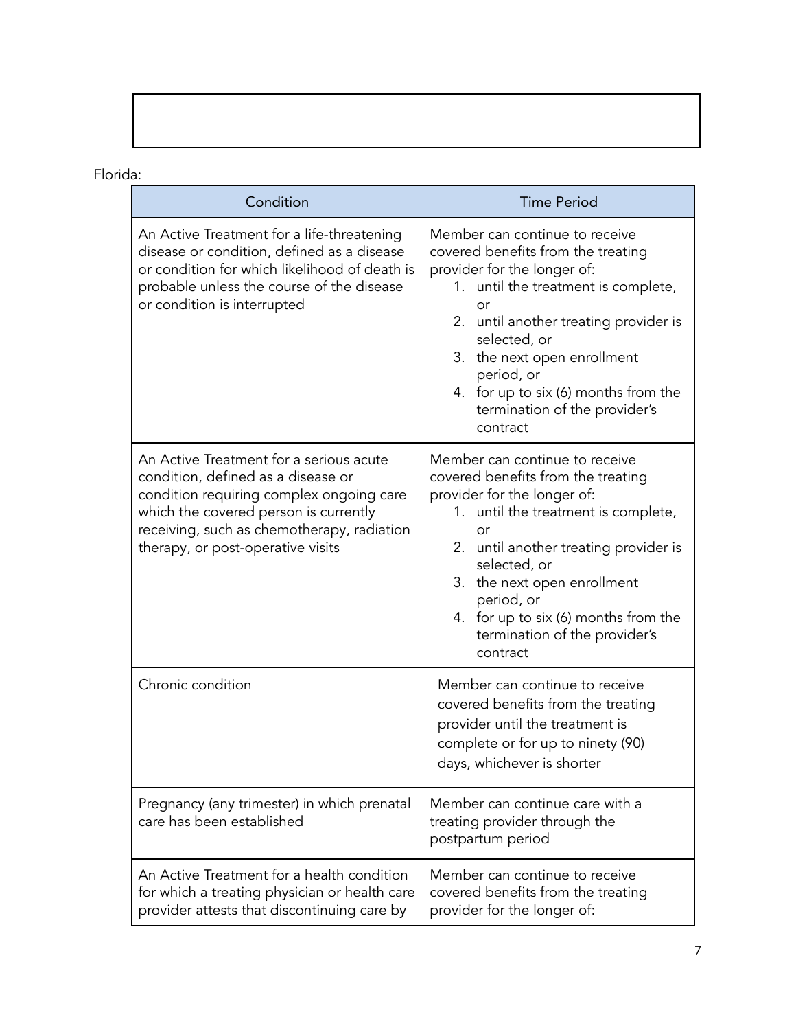| | |
|---|---|
| | |

Florida:

| Condition | Time Period |
|---|---|
| An Active Treatment for a life-threatening disease or condition, defined as a disease or condition for which likelihood of death is probable unless the course of the disease or condition is interrupted | Member can continue to receive covered benefits from the treating provider for the longer of: 1. until the treatment is complete, or 2. until another treating provider is selected, or 3. the next open enrollment period, or 4. for up to six (6) months from the termination of the provider's contract |
| An Active Treatment for a serious acute condition, defined as a disease or condition requiring complex ongoing care which the covered person is currently receiving, such as chemotherapy, radiation therapy, or post-operative visits | Member can continue to receive covered benefits from the treating provider for the longer of: 1. until the treatment is complete, or 2. until another treating provider is selected, or 3. the next open enrollment period, or 4. for up to six (6) months from the termination of the provider's contract |
| Chronic condition | Member can continue to receive covered benefits from the treating provider until the treatment is complete or for up to ninety (90) days, whichever is shorter |
| Pregnancy (any trimester) in which prenatal care has been established | Member can continue care with a treating provider through the postpartum period |
| An Active Treatment for a health condition for which a treating physician or health care provider attests that discontinuing care by | Member can continue to receive covered benefits from the treating provider for the longer of: |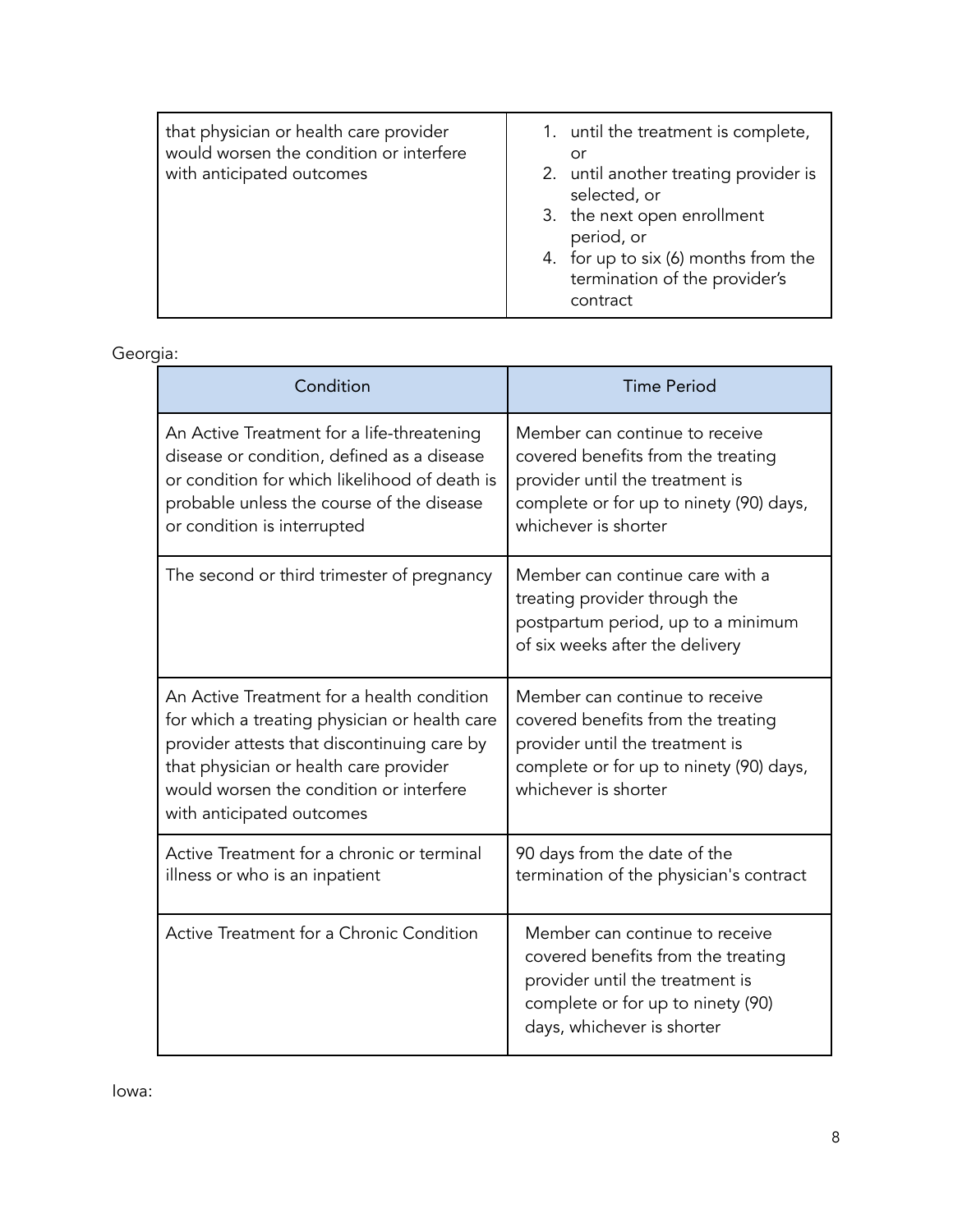| | |
|---|---|
| that physician or health care provider would worsen the condition or interfere with anticipated outcomes | 1. until the treatment is complete, or<br>2. until another treating provider is selected, or<br>3. the next open enrollment period, or<br>4. for up to six (6) months from the termination of the provider's contract |

Georgia:

| Condition | Time Period |
|---|---|
| An Active Treatment for a life-threatening disease or condition, defined as a disease or condition for which likelihood of death is probable unless the course of the disease or condition is interrupted | Member can continue to receive covered benefits from the treating provider until the treatment is complete or for up to ninety (90) days, whichever is shorter |
| The second or third trimester of pregnancy | Member can continue care with a treating provider through the postpartum period, up to a minimum of six weeks after the delivery |
| An Active Treatment for a health condition for which a treating physician or health care provider attests that discontinuing care by that physician or health care provider would worsen the condition or interfere with anticipated outcomes | Member can continue to receive covered benefits from the treating provider until the treatment is complete or for up to ninety (90) days, whichever is shorter |
| Active Treatment for a chronic or terminal illness or who is an inpatient | 90 days from the date of the termination of the physician's contract |
| Active Treatment for a Chronic Condition | Member can continue to receive covered benefits from the treating provider until the treatment is complete or for up to ninety (90) days, whichever is shorter |

Iowa: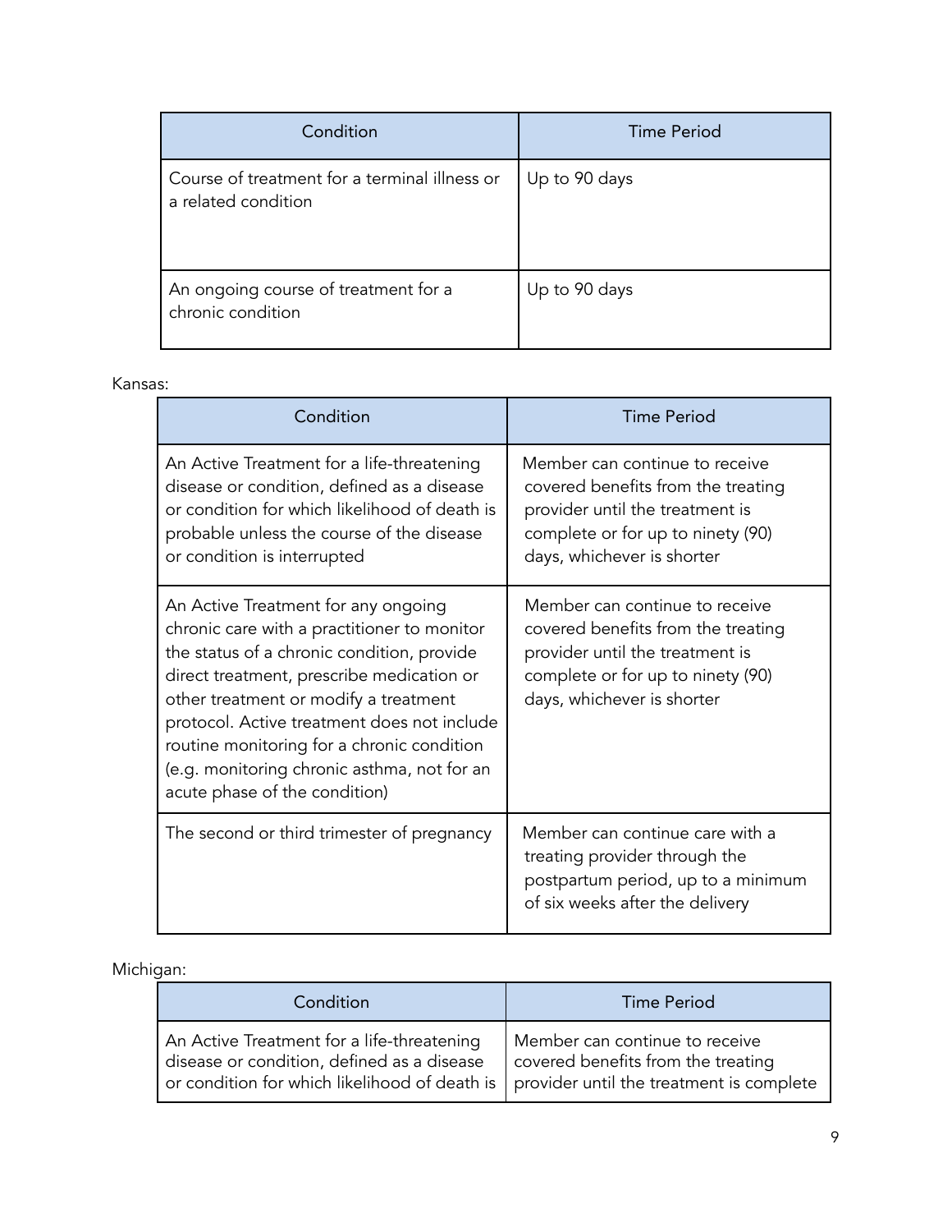| Condition | Time Period |
| --- | --- |
| Course of treatment for a terminal illness or a related condition | Up to 90 days |
| An ongoing course of treatment for a chronic condition | Up to 90 days |

Kansas:

| Condition | Time Period |
| --- | --- |
| An Active Treatment for a life-threatening disease or condition, defined as a disease or condition for which likelihood of death is probable unless the course of the disease or condition is interrupted | Member can continue to receive covered benefits from the treating provider until the treatment is complete or for up to ninety (90) days, whichever is shorter |
| An Active Treatment for any ongoing chronic care with a practitioner to monitor the status of a chronic condition, provide direct treatment, prescribe medication or other treatment or modify a treatment protocol. Active treatment does not include routine monitoring for a chronic condition (e.g. monitoring chronic asthma, not for an acute phase of the condition) | Member can continue to receive covered benefits from the treating provider until the treatment is complete or for up to ninety (90) days, whichever is shorter |
| The second or third trimester of pregnancy | Member can continue care with a treating provider through the postpartum period, up to a minimum of six weeks after the delivery |

Michigan:

| Condition | Time Period |
| --- | --- |
| An Active Treatment for a life-threatening disease or condition, defined as a disease or condition for which likelihood of death is | Member can continue to receive covered benefits from the treating provider until the treatment is complete |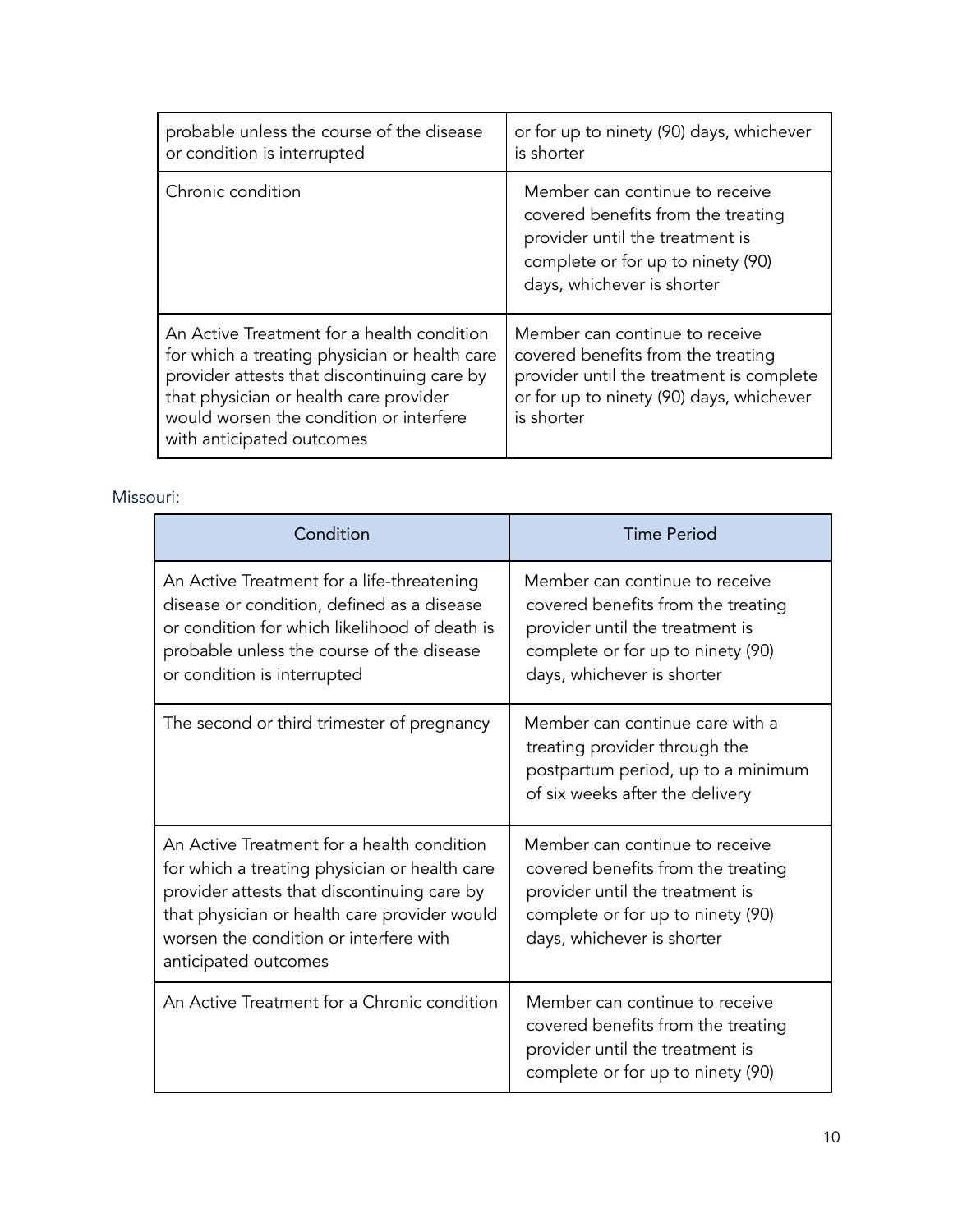| | |
|---|---|
| probable unless the course of the disease or condition is interrupted | or for up to ninety (90) days, whichever is shorter |
| Chronic condition | Member can continue to receive covered benefits from the treating provider until the treatment is complete or for up to ninety (90) days, whichever is shorter |
| An Active Treatment for a health condition for which a treating physician or health care provider attests that discontinuing care by that physician or health care provider would worsen the condition or interfere with anticipated outcomes | Member can continue to receive covered benefits from the treating provider until the treatment is complete or for up to ninety (90) days, whichever is shorter |

Missouri:

| Condition | Time Period |
|---|---|
| An Active Treatment for a life-threatening disease or condition, defined as a disease or condition for which likelihood of death is probable unless the course of the disease or condition is interrupted | Member can continue to receive covered benefits from the treating provider until the treatment is complete or for up to ninety (90) days, whichever is shorter |
| The second or third trimester of pregnancy | Member can continue care with a treating provider through the postpartum period, up to a minimum of six weeks after the delivery |
| An Active Treatment for a health condition for which a treating physician or health care provider attests that discontinuing care by that physician or health care provider would worsen the condition or interfere with anticipated outcomes | Member can continue to receive covered benefits from the treating provider until the treatment is complete or for up to ninety (90) days, whichever is shorter |
| An Active Treatment for a Chronic condition | Member can continue to receive covered benefits from the treating provider until the treatment is complete or for up to ninety (90) |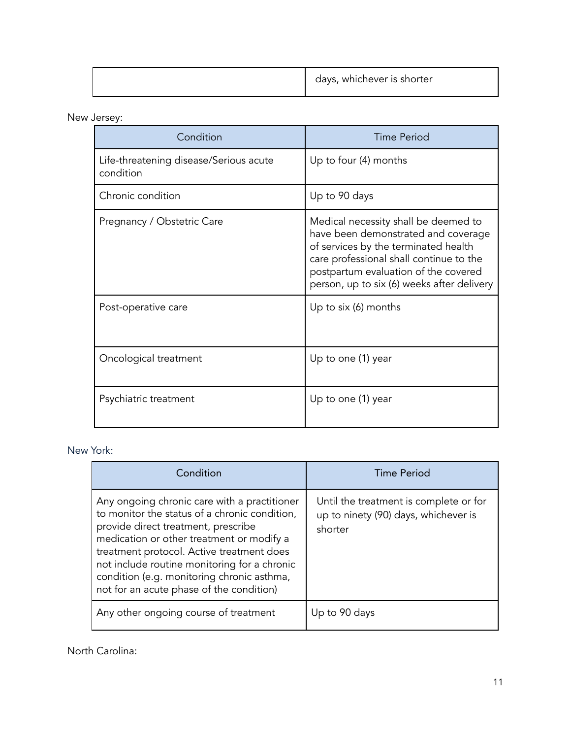| | days, whichever is shorter |
|---|---|

New Jersey:

| Condition | Time Period |
|---|---|
| Life-threatening disease/Serious acute condition | Up to four (4) months |
| Chronic condition | Up to 90 days |
| Pregnancy / Obstetric Care | Medical necessity shall be deemed to have been demonstrated and coverage of services by the terminated health care professional shall continue to the postpartum evaluation of the covered person, up to six (6) weeks after delivery |
| Post-operative care | Up to six (6) months |
| Oncological treatment | Up to one (1) year |
| Psychiatric treatment | Up to one (1) year |

New York:

| Condition | Time Period |
|---|---|
| Any ongoing chronic care with a practitioner to monitor the status of a chronic condition, provide direct treatment, prescribe medication or other treatment or modify a treatment protocol. Active treatment does not include routine monitoring for a chronic condition (e.g. monitoring chronic asthma, not for an acute phase of the condition) | Until the treatment is complete or for up to ninety (90) days, whichever is shorter |
| Any other ongoing course of treatment | Up to 90 days |

North Carolina: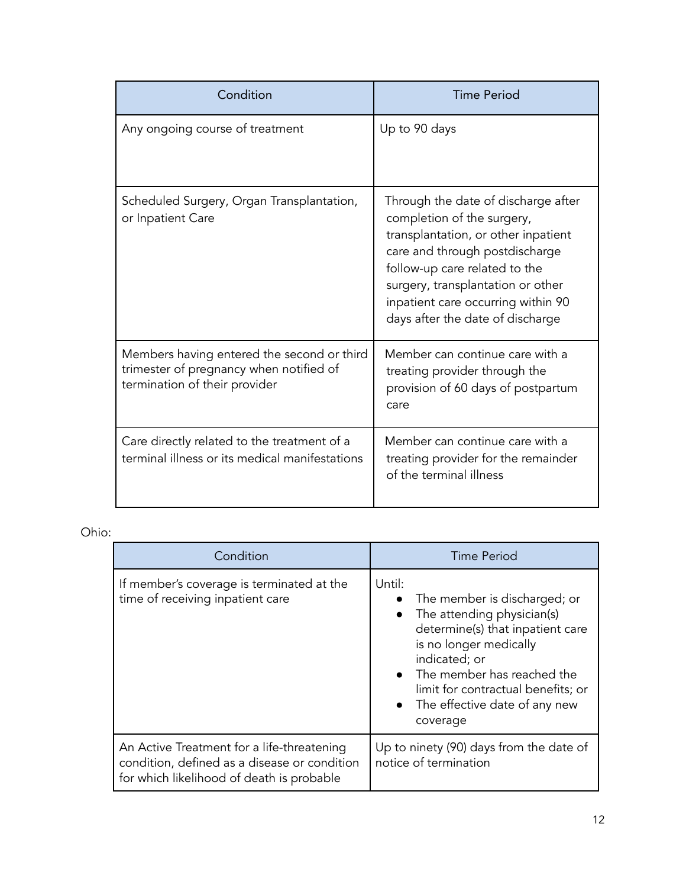| Condition | Time Period |
| --- | --- |
| Any ongoing course of treatment | Up to 90 days |
| Scheduled Surgery, Organ Transplantation, or Inpatient Care | Through the date of discharge after completion of the surgery, transplantation, or other inpatient care and through postdischarge follow-up care related to the surgery, transplantation or other inpatient care occurring within 90 days after the date of discharge |
| Members having entered the second or third trimester of pregnancy when notified of termination of their provider | Member can continue care with a treating provider through the provision of 60 days of postpartum care |
| Care directly related to the treatment of a terminal illness or its medical manifestations | Member can continue care with a treating provider for the remainder of the terminal illness |

Ohio:

| Condition | Time Period |
| --- | --- |
| If member's coverage is terminated at the time of receiving inpatient care | Until: <br>• The member is discharged; or <br>• The attending physician(s) determine(s) that inpatient care is no longer medically indicated; or <br>• The member has reached the limit for contractual benefits; or <br>• The effective date of any new coverage |
| An Active Treatment for a life-threatening condition, defined as a disease or condition for which likelihood of death is probable | Up to ninety (90) days from the date of notice of termination |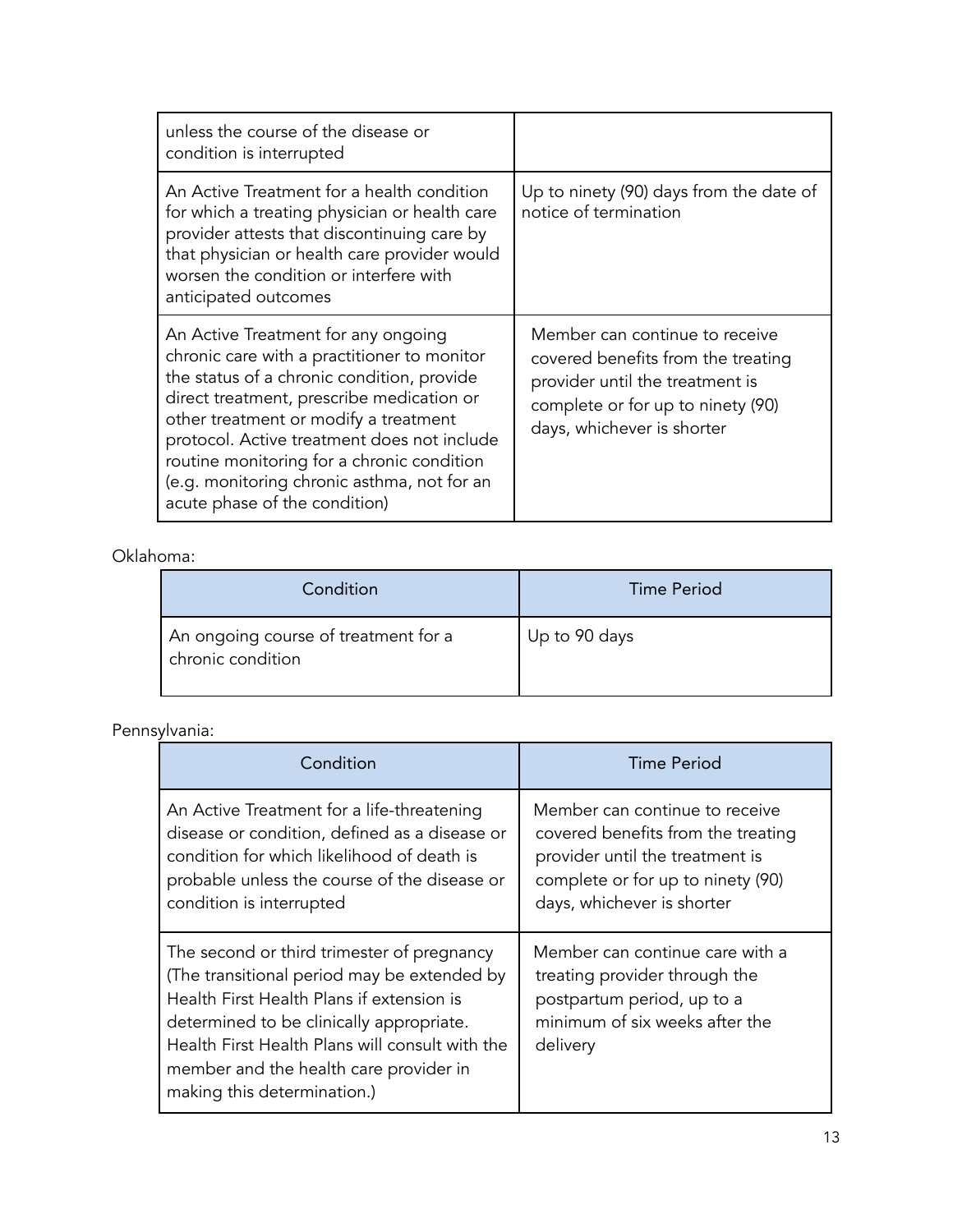| | |
|---|---|
| unless the course of the disease or condition is interrupted | |
| An Active Treatment for a health condition for which a treating physician or health care provider attests that discontinuing care by that physician or health care provider would worsen the condition or interfere with anticipated outcomes | Up to ninety (90) days from the date of notice of termination |
| An Active Treatment for any ongoing chronic care with a practitioner to monitor the status of a chronic condition, provide direct treatment, prescribe medication or other treatment or modify a treatment protocol. Active treatment does not include routine monitoring for a chronic condition (e.g. monitoring chronic asthma, not for an acute phase of the condition) | Member can continue to receive covered benefits from the treating provider until the treatment is complete or for up to ninety (90) days, whichever is shorter |

Oklahoma:

| Condition | Time Period |
|---|---|
| An ongoing course of treatment for a chronic condition | Up to 90 days |

Pennsylvania:

| Condition | Time Period |
|---|---|
| An Active Treatment for a life-threatening disease or condition, defined as a disease or condition for which likelihood of death is probable unless the course of the disease or condition is interrupted | Member can continue to receive covered benefits from the treating provider until the treatment is complete or for up to ninety (90) days, whichever is shorter |
| The second or third trimester of pregnancy (The transitional period may be extended by Health First Health Plans if extension is determined to be clinically appropriate. Health First Health Plans will consult with the member and the health care provider in making this determination.) | Member can continue care with a treating provider through the postpartum period, up to a minimum of six weeks after the delivery |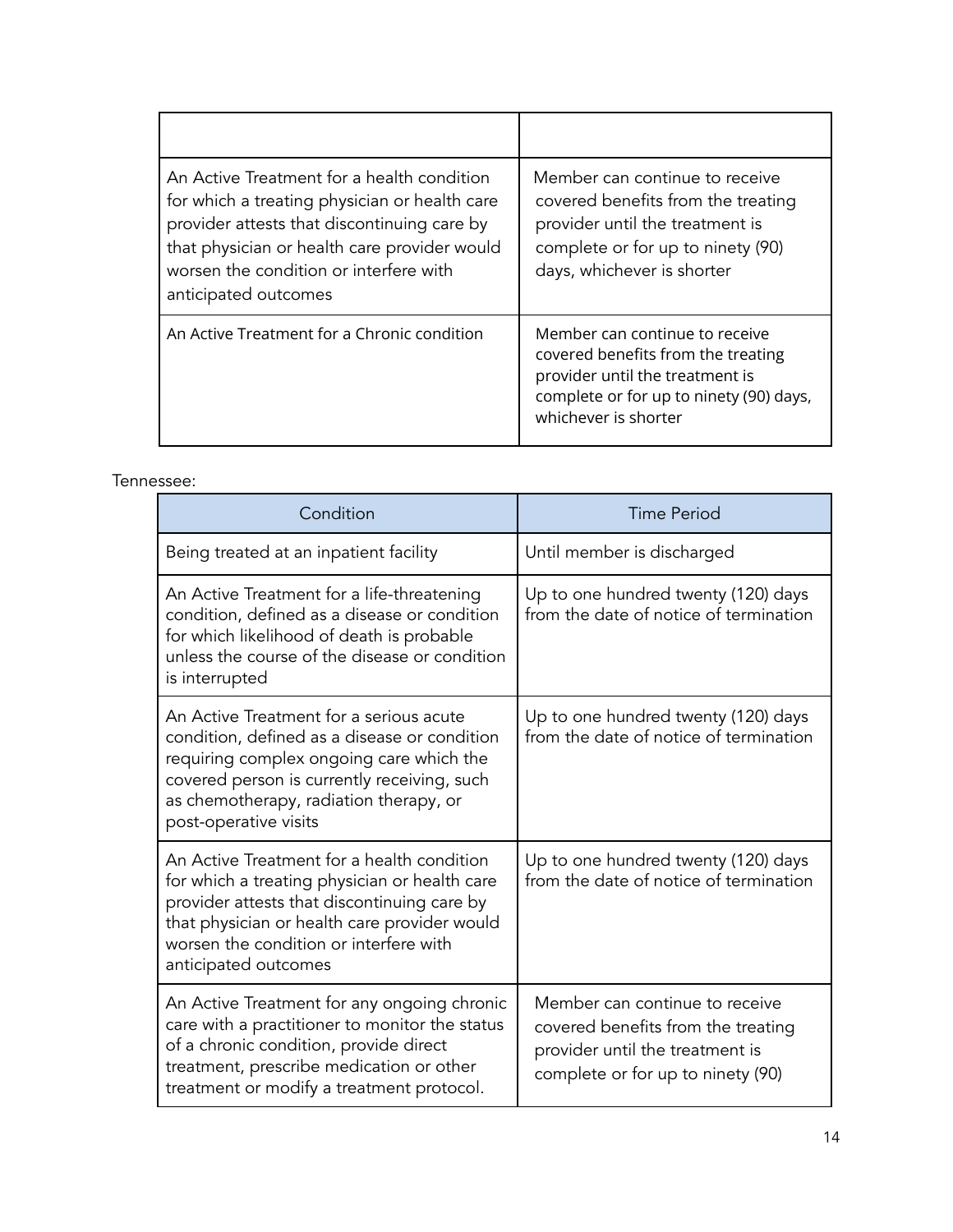| | |
|---|---|
| An Active Treatment for a health condition for which a treating physician or health care provider attests that discontinuing care by that physician or health care provider would worsen the condition or interfere with anticipated outcomes | Member can continue to receive covered benefits from the treating provider until the treatment is complete or for up to ninety (90) days, whichever is shorter |
| An Active Treatment for a Chronic condition | Member can continue to receive covered benefits from the treating provider until the treatment is complete or for up to ninety (90) days, whichever is shorter |

Tennessee:

| Condition | Time Period |
|---|---|
| Being treated at an inpatient facility | Until member is discharged |
| An Active Treatment for a life-threatening condition, defined as a disease or condition for which likelihood of death is probable unless the course of the disease or condition is interrupted | Up to one hundred twenty (120) days from the date of notice of termination |
| An Active Treatment for a serious acute condition, defined as a disease or condition requiring complex ongoing care which the covered person is currently receiving, such as chemotherapy, radiation therapy, or post-operative visits | Up to one hundred twenty (120) days from the date of notice of termination |
| An Active Treatment for a health condition for which a treating physician or health care provider attests that discontinuing care by that physician or health care provider would worsen the condition or interfere with anticipated outcomes | Up to one hundred twenty (120) days from the date of notice of termination |
| An Active Treatment for any ongoing chronic care with a practitioner to monitor the status of a chronic condition, provide direct treatment, prescribe medication or other treatment or modify a treatment protocol. | Member can continue to receive covered benefits from the treating provider until the treatment is complete or for up to ninety (90) |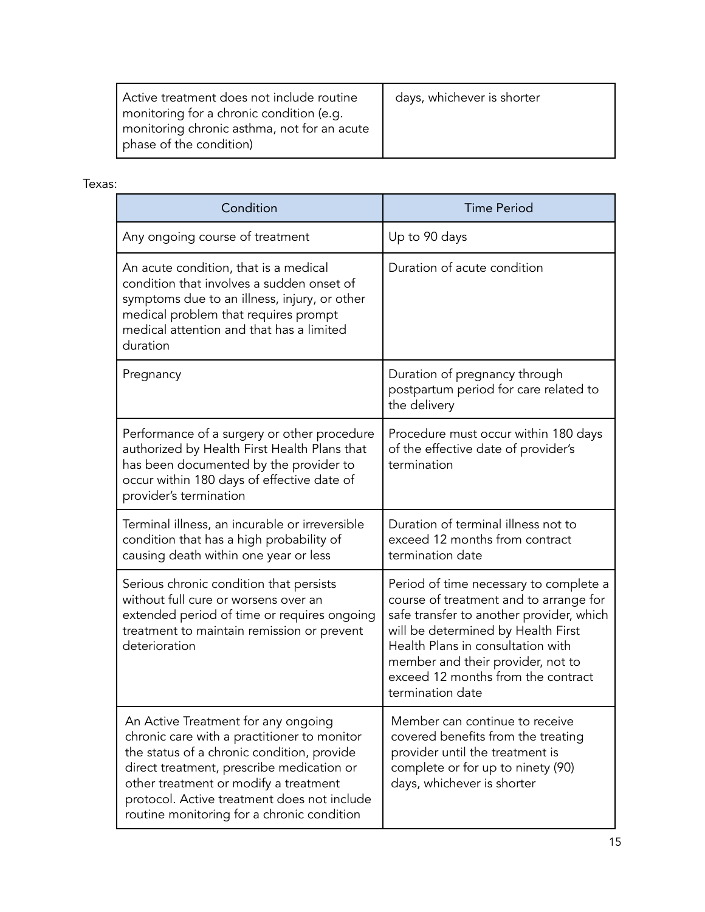| | |
|---|---|
| Active treatment does not include routine monitoring for a chronic condition (e.g. monitoring chronic asthma, not for an acute phase of the condition) | days, whichever is shorter |

Texas:

| Condition | Time Period |
|---|---|
| Any ongoing course of treatment | Up to 90 days |
| An acute condition, that is a medical condition that involves a sudden onset of symptoms due to an illness, injury, or other medical problem that requires prompt medical attention and that has a limited duration | Duration of acute condition |
| Pregnancy | Duration of pregnancy through postpartum period for care related to the delivery |
| Performance of a surgery or other procedure authorized by Health First Health Plans that has been documented by the provider to occur within 180 days of effective date of provider's termination | Procedure must occur within 180 days of the effective date of provider's termination |
| Terminal illness, an incurable or irreversible condition that has a high probability of causing death within one year or less | Duration of terminal illness not to exceed 12 months from contract termination date |
| Serious chronic condition that persists without full cure or worsens over an extended period of time or requires ongoing treatment to maintain remission or prevent deterioration | Period of time necessary to complete a course of treatment and to arrange for safe transfer to another provider, which will be determined by Health First Health Plans in consultation with member and their provider, not to exceed 12 months from the contract termination date |
| An Active Treatment for any ongoing chronic care with a practitioner to monitor the status of a chronic condition, provide direct treatment, prescribe medication or other treatment or modify a treatment protocol. Active treatment does not include routine monitoring for a chronic condition | Member can continue to receive covered benefits from the treating provider until the treatment is complete or for up to ninety (90) days, whichever is shorter |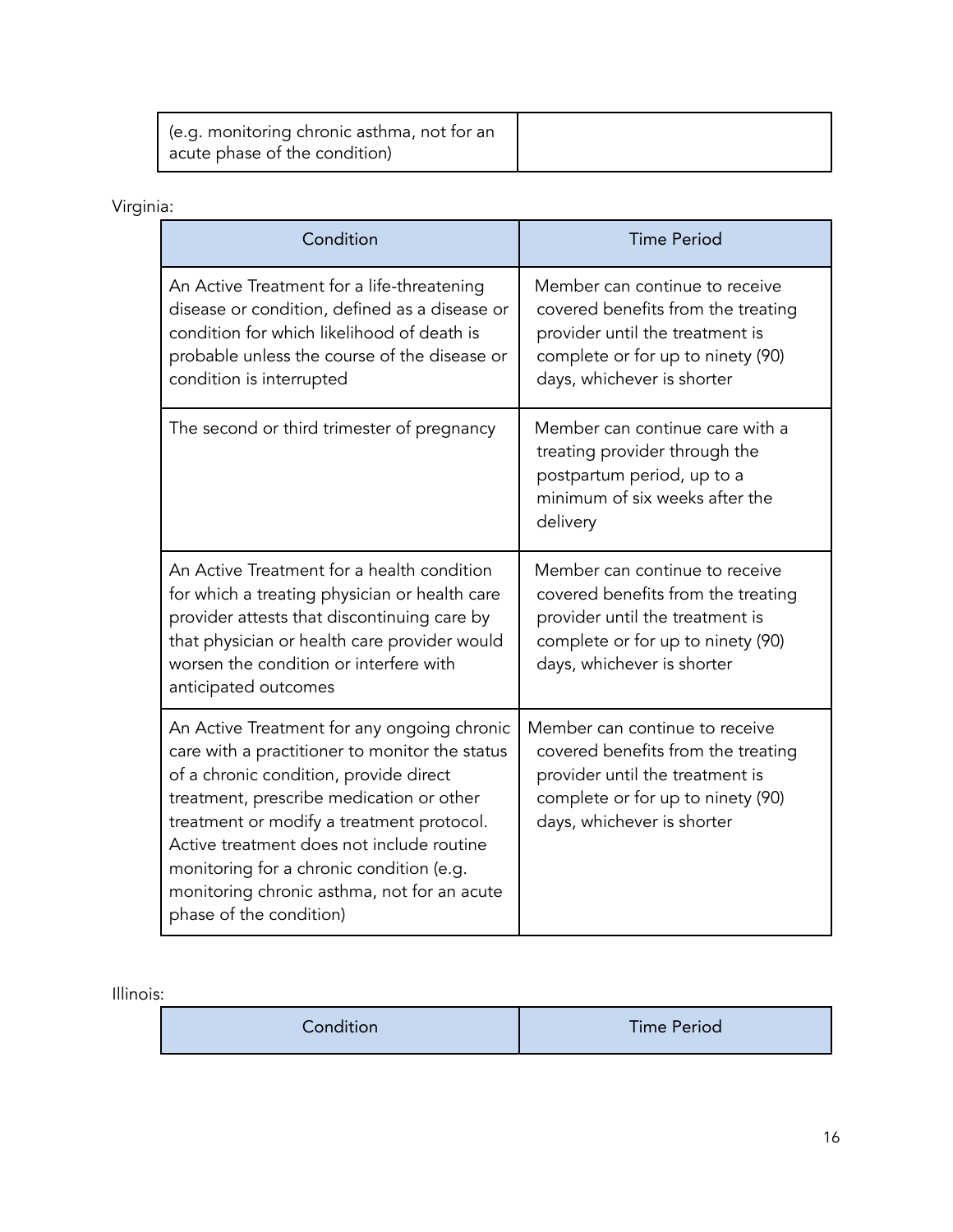| | |
|---|---|
| (e.g. monitoring chronic asthma, not for an acute phase of the condition) | |

Virginia:

| Condition | Time Period |
|---|---|
| An Active Treatment for a life-threatening disease or condition, defined as a disease or condition for which likelihood of death is probable unless the course of the disease or condition is interrupted | Member can continue to receive covered benefits from the treating provider until the treatment is complete or for up to ninety (90) days, whichever is shorter |
| The second or third trimester of pregnancy | Member can continue care with a treating provider through the postpartum period, up to a minimum of six weeks after the delivery |
| An Active Treatment for a health condition for which a treating physician or health care provider attests that discontinuing care by that physician or health care provider would worsen the condition or interfere with anticipated outcomes | Member can continue to receive covered benefits from the treating provider until the treatment is complete or for up to ninety (90) days, whichever is shorter |
| An Active Treatment for any ongoing chronic care with a practitioner to monitor the status of a chronic condition, provide direct treatment, prescribe medication or other treatment or modify a treatment protocol. Active treatment does not include routine monitoring for a chronic condition (e.g. monitoring chronic asthma, not for an acute phase of the condition) | Member can continue to receive covered benefits from the treating provider until the treatment is complete or for up to ninety (90) days, whichever is shorter |

Illinois:

| Condition | Time Period |
|---|---|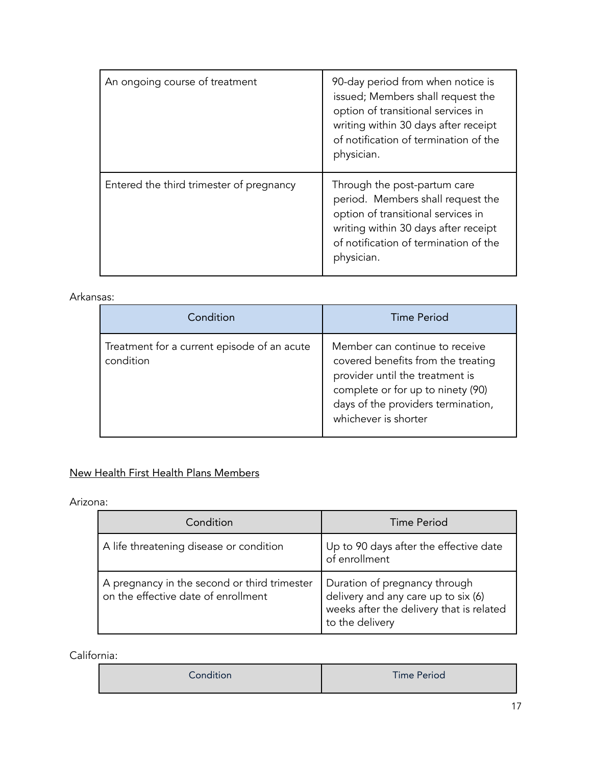| | |
|---|---|
| An ongoing course of treatment | 90-day period from when notice is issued; Members shall request the option of transitional services in writing within 30 days after receipt of notification of termination of the physician. |
| Entered the third trimester of pregnancy | Through the post-partum care period. Members shall request the option of transitional services in writing within 30 days after receipt of notification of termination of the physician. |

Arkansas:

| Condition | Time Period |
|---|---|
| Treatment for a current episode of an acute condition | Member can continue to receive covered benefits from the treating provider until the treatment is complete or for up to ninety (90) days of the providers termination, whichever is shorter |

<u>New Health First Health Plans Members</u>

Arizona:

| Condition | Time Period |
|---|---|
| A life threatening disease or condition | Up to 90 days after the effective date of enrollment |
| A pregnancy in the second or third trimester on the effective date of enrollment | Duration of pregnancy through delivery and any care up to six (6) weeks after the delivery that is related to the delivery |

California:

| Condition | Time Period |
|---|---|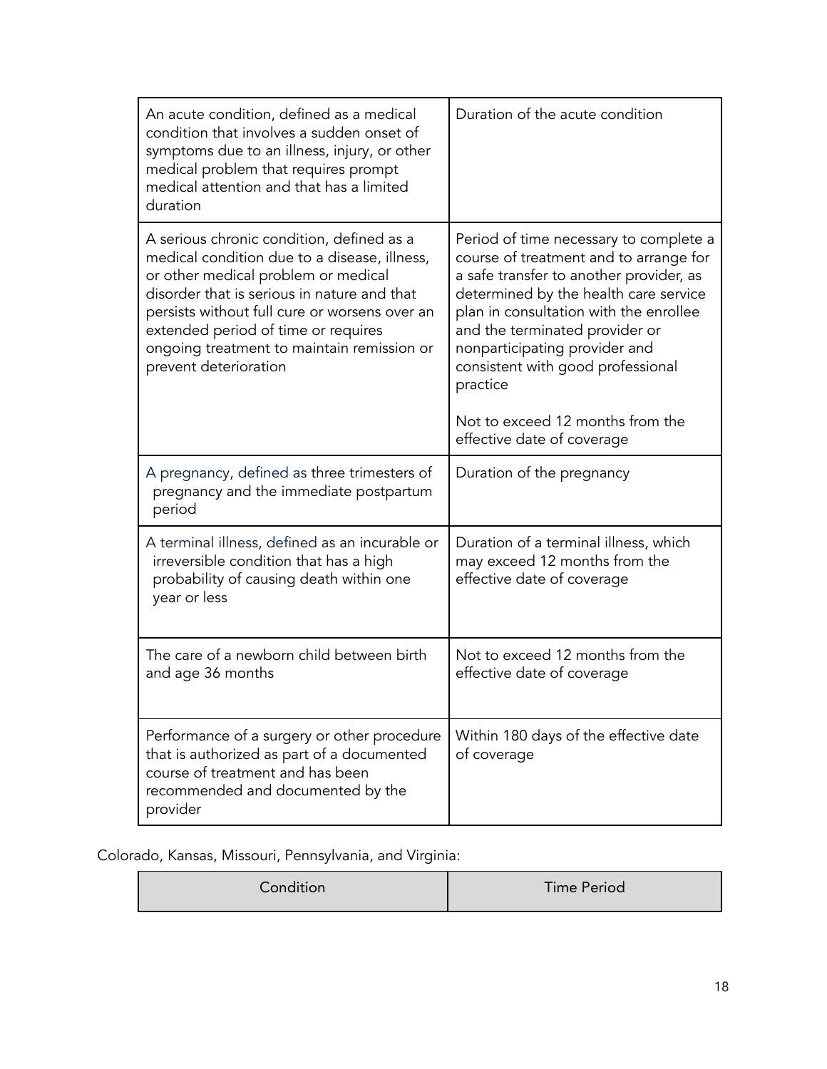| | |
|---|---|
| An acute condition, defined as a medical condition that involves a sudden onset of symptoms due to an illness, injury, or other medical problem that requires prompt medical attention and that has a limited duration | Duration of the acute condition |
| A serious chronic condition, defined as a medical condition due to a disease, illness, or other medical problem or medical disorder that is serious in nature and that persists without full cure or worsens over an extended period of time or requires ongoing treatment to maintain remission or prevent deterioration | Period of time necessary to complete a course of treatment and to arrange for a safe transfer to another provider, as determined by the health care service plan in consultation with the enrollee and the terminated provider or nonparticipating provider and consistent with good professional practice<br><br>Not to exceed 12 months from the effective date of coverage |
| A pregnancy, defined as three trimesters of pregnancy and the immediate postpartum period | Duration of the pregnancy |
| A terminal illness, defined as an incurable or irreversible condition that has a high probability of causing death within one year or less | Duration of a terminal illness, which may exceed 12 months from the effective date of coverage |
| The care of a newborn child between birth and age 36 months | Not to exceed 12 months from the effective date of coverage |
| Performance of a surgery or other procedure that is authorized as part of a documented course of treatment and has been recommended and documented by the provider | Within 180 days of the effective date of coverage |

Colorado, Kansas, Missouri, Pennsylvania, and Virginia:

| Condition | Time Period |
|---|---|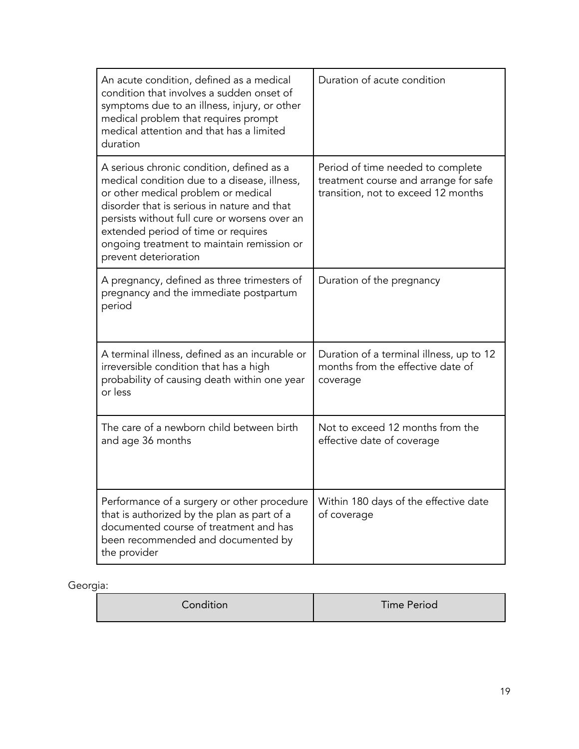| | |
|---|---|
| An acute condition, defined as a medical condition that involves a sudden onset of symptoms due to an illness, injury, or other medical problem that requires prompt medical attention and that has a limited duration | Duration of acute condition |
| A serious chronic condition, defined as a medical condition due to a disease, illness, or other medical problem or medical disorder that is serious in nature and that persists without full cure or worsens over an extended period of time or requires ongoing treatment to maintain remission or prevent deterioration | Period of time needed to complete treatment course and arrange for safe transition, not to exceed 12 months |
| A pregnancy, defined as three trimesters of pregnancy and the immediate postpartum period | Duration of the pregnancy |
| A terminal illness, defined as an incurable or irreversible condition that has a high probability of causing death within one year or less | Duration of a terminal illness, up to 12 months from the effective date of coverage |
| The care of a newborn child between birth and age 36 months | Not to exceed 12 months from the effective date of coverage |
| Performance of a surgery or other procedure that is authorized by the plan as part of a documented course of treatment and has been recommended and documented by the provider | Within 180 days of the effective date of coverage |

Georgia:

| Condition | Time Period |
|---|---|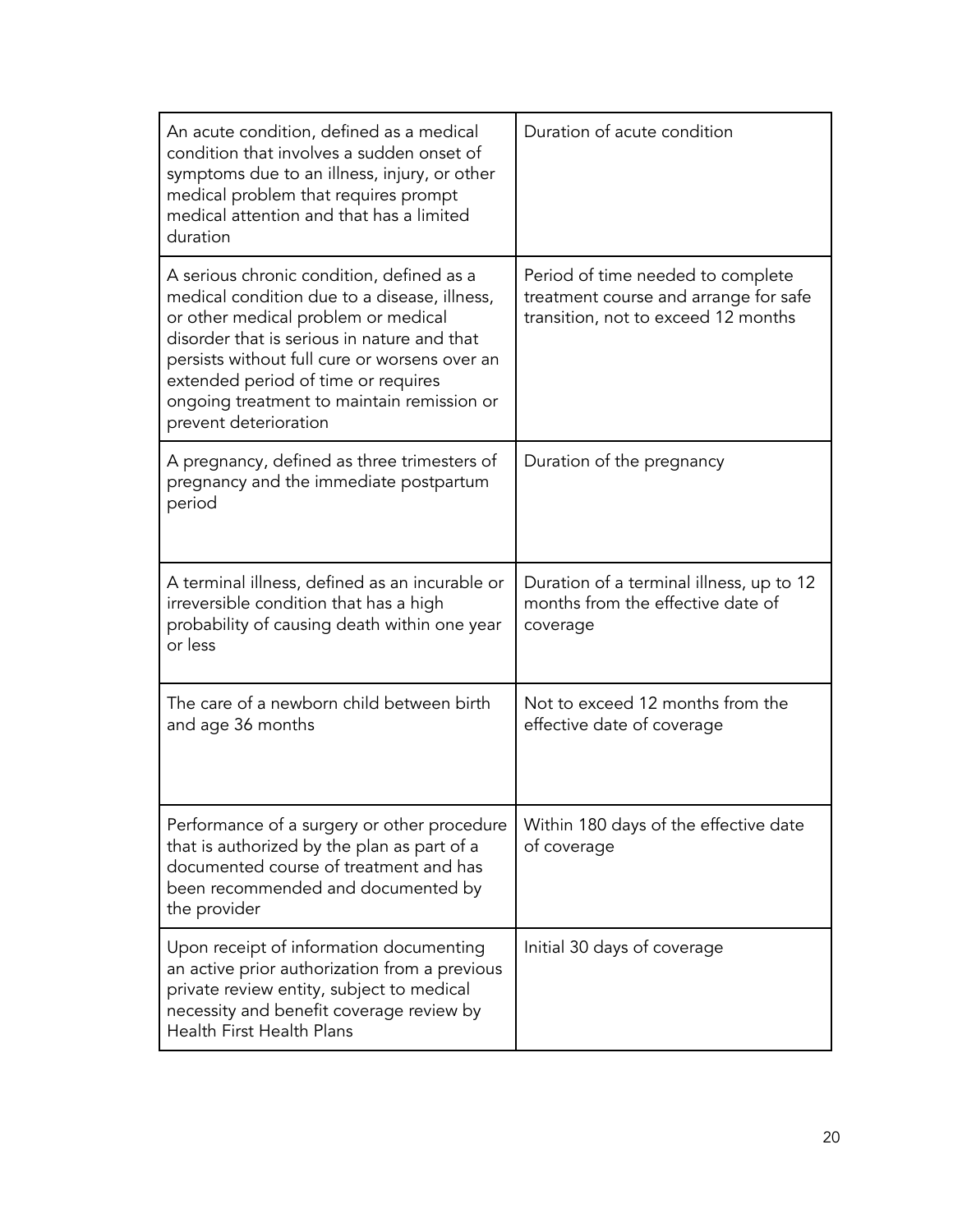| | |
|---|---|
| An acute condition, defined as a medical condition that involves a sudden onset of symptoms due to an illness, injury, or other medical problem that requires prompt medical attention and that has a limited duration | Duration of acute condition |
| A serious chronic condition, defined as a medical condition due to a disease, illness, or other medical problem or medical disorder that is serious in nature and that persists without full cure or worsens over an extended period of time or requires ongoing treatment to maintain remission or prevent deterioration | Period of time needed to complete treatment course and arrange for safe transition, not to exceed 12 months |
| A pregnancy, defined as three trimesters of pregnancy and the immediate postpartum period | Duration of the pregnancy |
| A terminal illness, defined as an incurable or irreversible condition that has a high probability of causing death within one year or less | Duration of a terminal illness, up to 12 months from the effective date of coverage |
| The care of a newborn child between birth and age 36 months | Not to exceed 12 months from the effective date of coverage |
| Performance of a surgery or other procedure that is authorized by the plan as part of a documented course of treatment and has been recommended and documented by the provider | Within 180 days of the effective date of coverage |
| Upon receipt of information documenting an active prior authorization from a previous private review entity, subject to medical necessity and benefit coverage review by Health First Health Plans | Initial 30 days of coverage |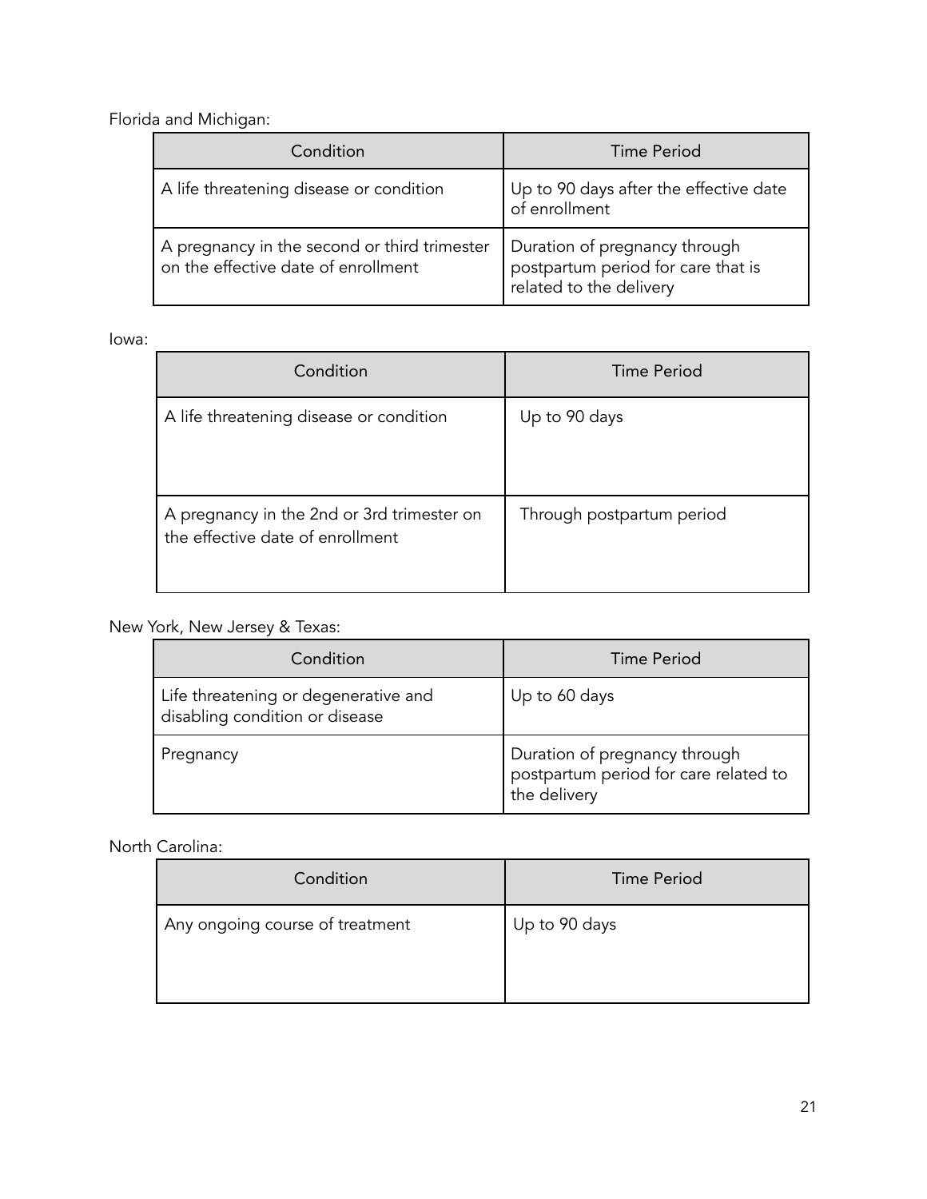Florida and Michigan:

| Condition | Time Period |
| --- | --- |
| A life threatening disease or condition | Up to 90 days after the effective date of enrollment |
| A pregnancy in the second or third trimester on the effective date of enrollment | Duration of pregnancy through postpartum period for care that is related to the delivery |

Iowa:

| Condition | Time Period |
| --- | --- |
| A life threatening disease or condition | Up to 90 days |
| A pregnancy in the 2nd or 3rd trimester on the effective date of enrollment | Through postpartum period |

New York, New Jersey & Texas:

| Condition | Time Period |
| --- | --- |
| Life threatening or degenerative and disabling condition or disease | Up to 60 days |
| Pregnancy | Duration of pregnancy through postpartum period for care related to the delivery |

North Carolina:

| Condition | Time Period |
| --- | --- |
| Any ongoing course of treatment | Up to 90 days |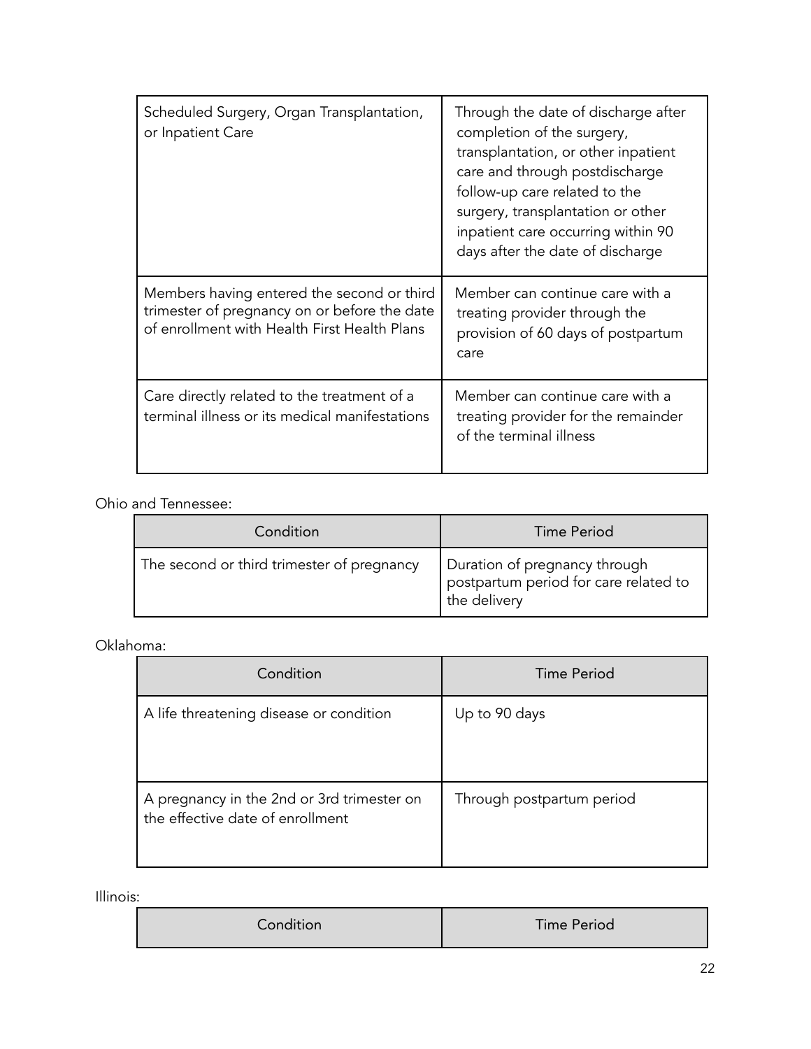| | |
|---|---|
| Scheduled Surgery, Organ Transplantation, or Inpatient Care | Through the date of discharge after completion of the surgery, transplantation, or other inpatient care and through postdischarge follow-up care related to the surgery, transplantation or other inpatient care occurring within 90 days after the date of discharge |
| Members having entered the second or third trimester of pregnancy on or before the date of enrollment with Health First Health Plans | Member can continue care with a treating provider through the provision of 60 days of postpartum care |
| Care directly related to the treatment of a terminal illness or its medical manifestations | Member can continue care with a treating provider for the remainder of the terminal illness |

Ohio and Tennessee:

| Condition | Time Period |
|---|---|
| The second or third trimester of pregnancy | Duration of pregnancy through postpartum period for care related to the delivery |

Oklahoma:

| Condition | Time Period |
|---|---|
| A life threatening disease or condition | Up to 90 days |
| A pregnancy in the 2nd or 3rd trimester on the effective date of enrollment | Through postpartum period |

Illinois:

| Condition | Time Period |
|---|---|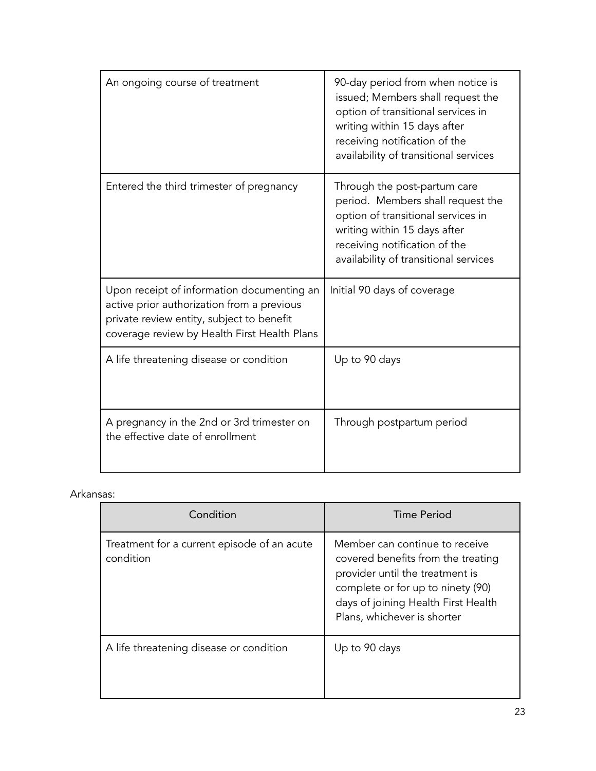| | |
|---|---|
| An ongoing course of treatment | 90-day period from when notice is issued; Members shall request the option of transitional services in writing within 15 days after receiving notification of the availability of transitional services |
| Entered the third trimester of pregnancy | Through the post-partum care period. Members shall request the option of transitional services in writing within 15 days after receiving notification of the availability of transitional services |
| Upon receipt of information documenting an active prior authorization from a previous private review entity, subject to benefit coverage review by Health First Health Plans | Initial 90 days of coverage |
| A life threatening disease or condition | Up to 90 days |
| A pregnancy in the 2nd or 3rd trimester on the effective date of enrollment | Through postpartum period |

Arkansas:

| Condition | Time Period |
|---|---|
| Treatment for a current episode of an acute condition | Member can continue to receive covered benefits from the treating provider until the treatment is complete or for up to ninety (90) days of joining Health First Health Plans, whichever is shorter |
| A life threatening disease or condition | Up to 90 days |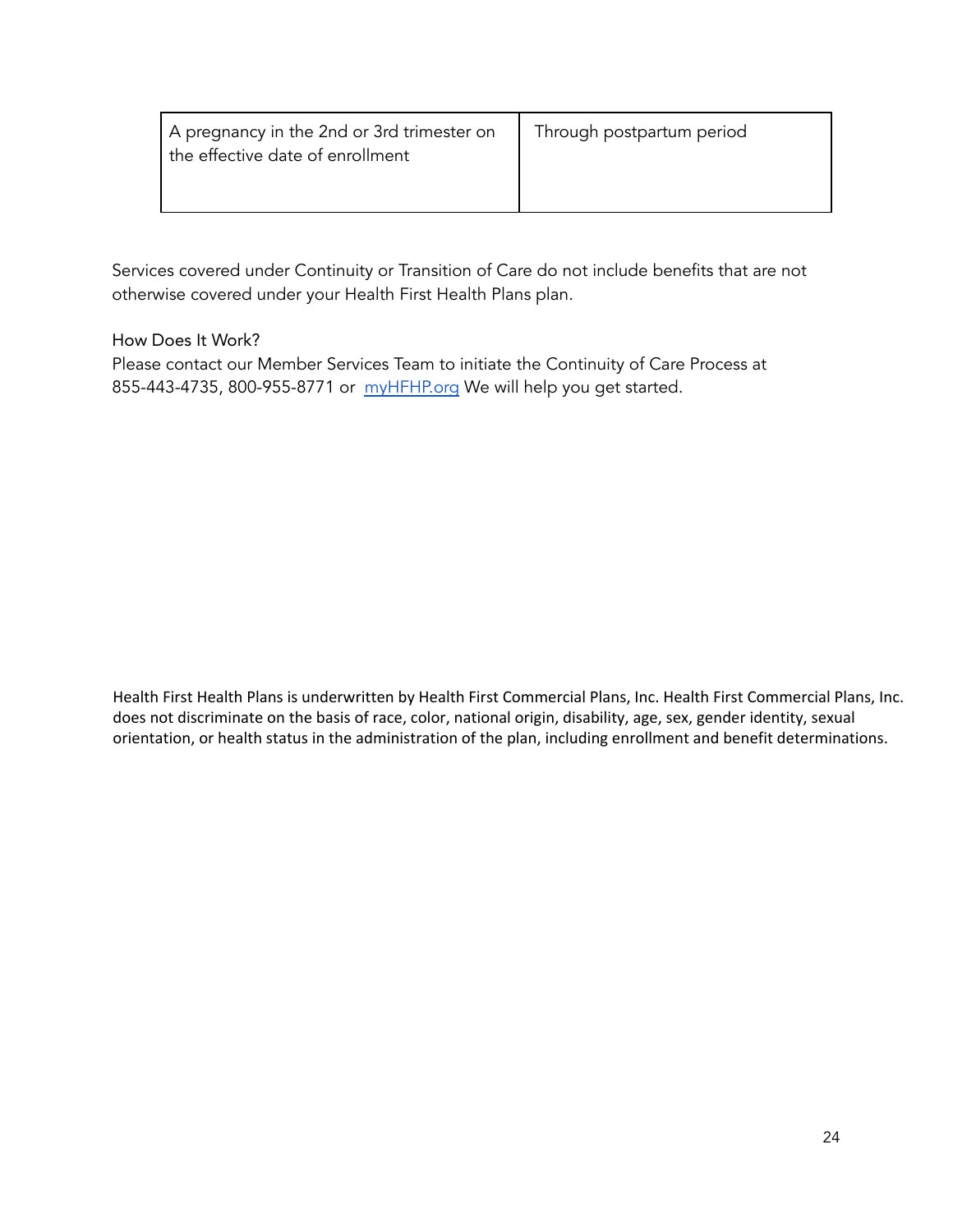| | |
|---|---|
| A pregnancy in the 2nd or 3rd trimester on the effective date of enrollment | Through postpartum period |

Services covered under Continuity or Transition of Care do not include benefits that are not otherwise covered under your Health First Health Plans plan.

How Does It Work?

Please contact our Member Services Team to initiate the Continuity of Care Process at 855-443-4735, 800-955-8771 or [myHFHP.org](myHFHP.org) We will help you get started.

Health First Health Plans is underwritten by Health First Commercial Plans, Inc. Health First Commercial Plans, Inc. does not discriminate on the basis of race, color, national origin, disability, age, sex, gender identity, sexual orientation, or health status in the administration of the plan, including enrollment and benefit determinations.